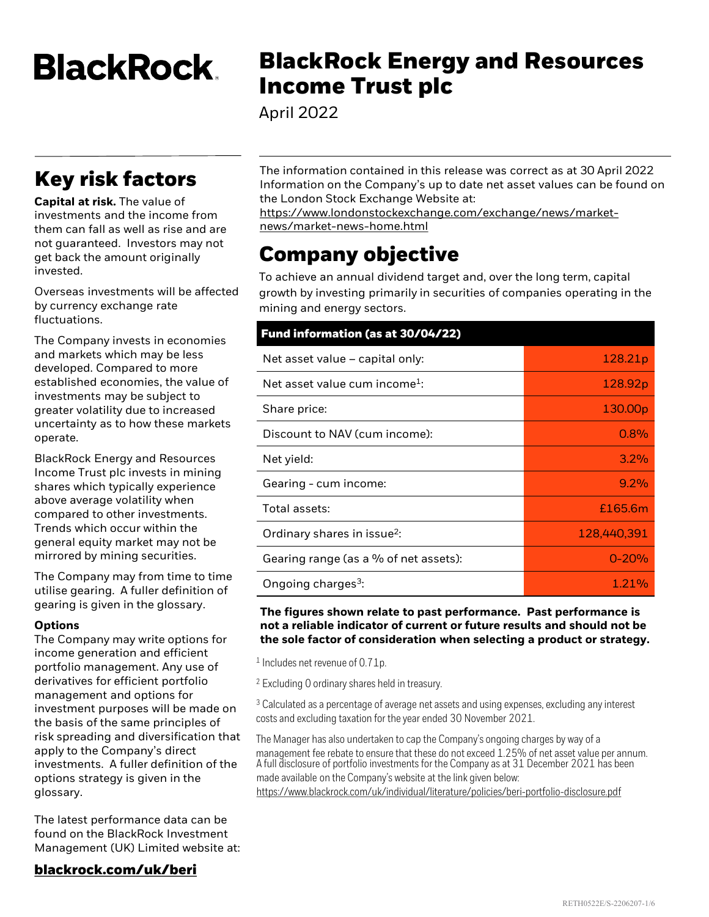BlackRock

# BlackRock Energy and Resources Income Trust plc

April 2022

## Key risk factors

**Capital at risk.** The value of investments and the income from them can fall as well as rise and are not guaranteed. Investors may not get back the amount originally invested.

Overseas investments will be affected by currency exchange rate fluctuations.

The Company invests in economies and markets which may be less developed. Compared to more established economies, the value of investments may be subject to greater volatility due to increased uncertainty as to how these markets operate.

BlackRock Energy and Resources Income Trust plc invests in mining shares which typically experience above average volatility when compared to other investments. Trends which occur within the general equity market may not be mirrored by mining securities.

The Company may from time to time utilise gearing. A fuller definition of gearing is given in the glossary.

**Options**
The Company may write options for income generation and efficient portfolio management. Any use of derivatives for efficient portfolio management and options for investment purposes will be made on the basis of the same principles of risk spreading and diversification that apply to the Company's direct investments. A fuller definition of the options strategy is given in the glossary.

The latest performance data can be found on the BlackRock Investment Management (UK) Limited website at:

**blackrock.com/uk/beri**

The information contained in this release was correct as at 30 April 2022
Information on the Company's up to date net asset values can be found on the London Stock Exchange Website at:
https://www.londonstockexchange.com/exchange/news/market-news/market-news-home.html

## Company objective

To achieve an annual dividend target and, over the long term, capital growth by investing primarily in securities of companies operating in the mining and energy sectors.

| Fund information (as at 30/04/22) | |
|---|---|
| Net asset value – capital only: | 128.21p |
| Net asset value cum income[1]: | 128.92p |
| Share price: | 130.00p |
| Discount to NAV (cum income): | 0.8% |
| Net yield: | 3.2% |
| Gearing - cum income: | 9.2% |
| Total assets: | £165.6m |
| Ordinary shares in issue[2]: | 128,440,391 |
| Gearing range (as a % of net assets): | 0-20% |
| Ongoing charges[3]: | 1.21% |

**The figures shown relate to past performance. Past performance is not a reliable indicator of current or future results and should not be the sole factor of consideration when selecting a product or strategy.**

[1] Includes net revenue of 0.71p.

[2] Excluding 0 ordinary shares held in treasury.

[3] Calculated as a percentage of average net assets and using expenses, excluding any interest costs and excluding taxation for the year ended 30 November 2021.

The Manager has also undertaken to cap the Company's ongoing charges by way of a management fee rebate to ensure that these do not exceed 1.25% of net asset value per annum.
A full disclosure of portfolio investments for the Company as at 31 December 2021 has been made available on the Company's website at the link given below:
https://www.blackrock.com/uk/individual/literature/policies/beri-portfolio-disclosure.pdf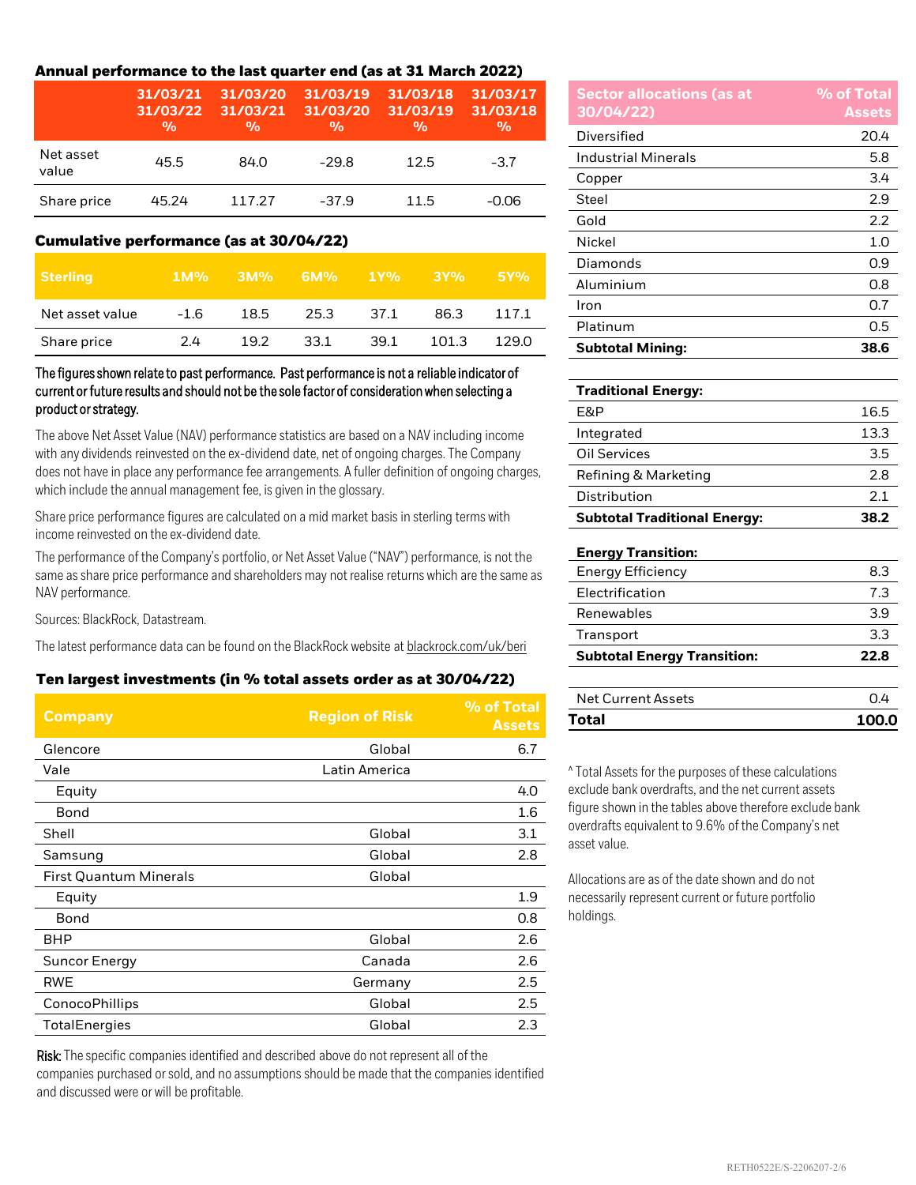### Annual performance to the last quarter end (as at 31 March 2022)

| | 31/03/21 31/03/22 % | 31/03/20 31/03/21 % | 31/03/19 31/03/20 % | 31/03/18 31/03/19 % | 31/03/17 31/03/18 % |
|---|---|---|---|---|---|
| Net asset value | 45.5 | 84.0 | -29.8 | 12.5 | -3.7 |
| Share price | 45.24 | 117.27 | -37.9 | 11.5 | -0.06 |

### Cumulative performance (as at 30/04/22)

| Sterling | 1M% | 3M% | 6M% | 1Y% | 3Y% | 5Y% |
|---|---|---|---|---|---|---|
| Net asset value | -1.6 | 18.5 | 25.3 | 37.1 | 86.3 | 117.1 |
| Share price | 2.4 | 19.2 | 33.1 | 39.1 | 101.3 | 129.0 |

**The figures shown relate to past performance. Past performance is not a reliable indicator of current or future results and should not be the sole factor of consideration when selecting a product or strategy.**

The above Net Asset Value (NAV) performance statistics are based on a NAV including income with any dividends reinvested on the ex-dividend date, net of ongoing charges. The Company does not have in place any performance fee arrangements. A fuller definition of ongoing charges, which include the annual management fee, is given in the glossary.

Share price performance figures are calculated on a mid market basis in sterling terms with income reinvested on the ex-dividend date.

The performance of the Company's portfolio, or Net Asset Value ("NAV") performance, is not the same as share price performance and shareholders may not realise returns which are the same as NAV performance.

Sources: BlackRock, Datastream.

The latest performance data can be found on the BlackRock website at blackrock.com/uk/beri

### Ten largest investments (in % total assets order as at 30/04/22)

| Company | Region of Risk | % of Total Assets |
|---|---|---|
| Glencore | Global | 6.7 |
| Vale | Latin America | |
| Equity | | 4.0 |
| Bond | | 1.6 |
| Shell | Global | 3.1 |
| Samsung | Global | 2.8 |
| First Quantum Minerals | Global | |
| Equity | | 1.9 |
| Bond | | 0.8 |
| BHP | Global | 2.6 |
| Suncor Energy | Canada | 2.6 |
| RWE | Germany | 2.5 |
| ConocoPhillips | Global | 2.5 |
| TotalEnergies | Global | 2.3 |

**Risk:** The specific companies identified and described above do not represent all of the companies purchased or sold, and no assumptions should be made that the companies identified and discussed were or will be profitable.

| Sector allocations (as at 30/04/22) | % of Total Assets |
|---|---|
| Diversified | 20.4 |
| Industrial Minerals | 5.8 |
| Copper | 3.4 |
| Steel | 2.9 |
| Gold | 2.2 |
| Nickel | 1.0 |
| Diamonds | 0.9 |
| Aluminium | 0.8 |
| Iron | 0.7 |
| Platinum | 0.5 |
| **Subtotal Mining:** | **38.6** |
| **Traditional Energy:** | |
| E&P | 16.5 |
| Integrated | 13.3 |
| Oil Services | 3.5 |
| Refining & Marketing | 2.8 |
| Distribution | 2.1 |
| **Subtotal Traditional Energy:** | **38.2** |
| **Energy Transition:** | |
| Energy Efficiency | 8.3 |
| Electrification | 7.3 |
| Renewables | 3.9 |
| Transport | 3.3 |
| **Subtotal Energy Transition:** | **22.8** |
| Net Current Assets | 0.4 |
| **Total** | **100.0** |

^ Total Assets for the purposes of these calculations exclude bank overdrafts, and the net current assets figure shown in the tables above therefore exclude bank overdrafts equivalent to 9.6% of the Company's net asset value.

Allocations are as of the date shown and do not necessarily represent current or future portfolio holdings.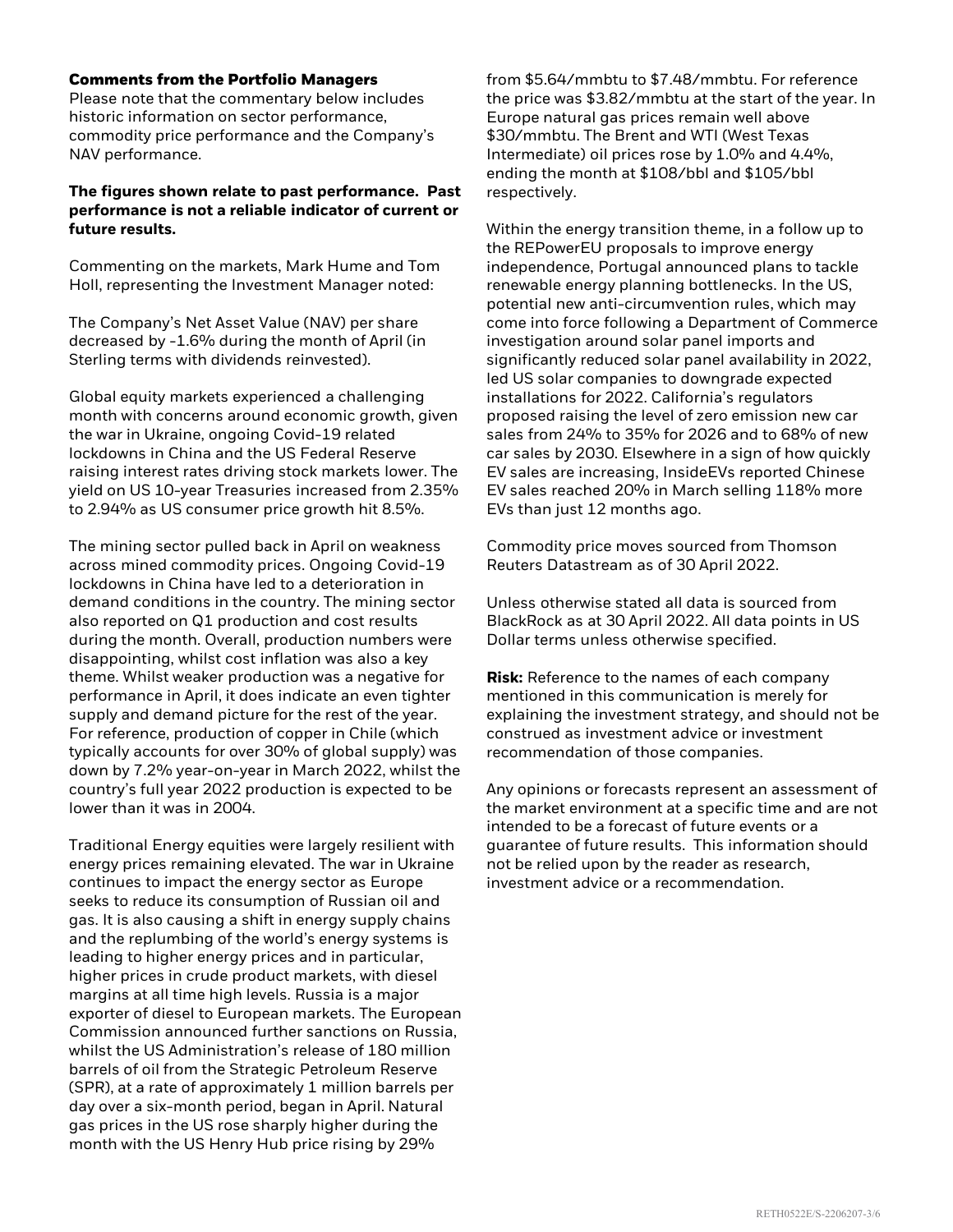## Comments from the Portfolio Managers

Please note that the commentary below includes historic information on sector performance, commodity price performance and the Company's NAV performance.

**The figures shown relate to past performance. Past performance is not a reliable indicator of current or future results.**

Commenting on the markets, Mark Hume and Tom Holl, representing the Investment Manager noted:

The Company's Net Asset Value (NAV) per share decreased by -1.6% during the month of April (in Sterling terms with dividends reinvested).

Global equity markets experienced a challenging month with concerns around economic growth, given the war in Ukraine, ongoing Covid-19 related lockdowns in China and the US Federal Reserve raising interest rates driving stock markets lower. The yield on US 10-year Treasuries increased from 2.35% to 2.94% as US consumer price growth hit 8.5%.

The mining sector pulled back in April on weakness across mined commodity prices. Ongoing Covid-19 lockdowns in China have led to a deterioration in demand conditions in the country. The mining sector also reported on Q1 production and cost results during the month. Overall, production numbers were disappointing, whilst cost inflation was also a key theme. Whilst weaker production was a negative for performance in April, it does indicate an even tighter supply and demand picture for the rest of the year. For reference, production of copper in Chile (which typically accounts for over 30% of global supply) was down by 7.2% year-on-year in March 2022, whilst the country's full year 2022 production is expected to be lower than it was in 2004.

Traditional Energy equities were largely resilient with energy prices remaining elevated. The war in Ukraine continues to impact the energy sector as Europe seeks to reduce its consumption of Russian oil and gas. It is also causing a shift in energy supply chains and the replumbing of the world's energy systems is leading to higher energy prices and in particular, higher prices in crude product markets, with diesel margins at all time high levels. Russia is a major exporter of diesel to European markets. The European Commission announced further sanctions on Russia, whilst the US Administration's release of 180 million barrels of oil from the Strategic Petroleum Reserve (SPR), at a rate of approximately 1 million barrels per day over a six-month period, began in April. Natural gas prices in the US rose sharply higher during the month with the US Henry Hub price rising by 29% from $5.64/mmbtu to $7.48/mmbtu. For reference the price was $3.82/mmbtu at the start of the year. In Europe natural gas prices remain well above $30/mmbtu. The Brent and WTI (West Texas Intermediate) oil prices rose by 1.0% and 4.4%, ending the month at $108/bbl and $105/bbl respectively.

Within the energy transition theme, in a follow up to the REPowerEU proposals to improve energy independence, Portugal announced plans to tackle renewable energy planning bottlenecks. In the US, potential new anti-circumvention rules, which may come into force following a Department of Commerce investigation around solar panel imports and significantly reduced solar panel availability in 2022, led US solar companies to downgrade expected installations for 2022. California's regulators proposed raising the level of zero emission new car sales from 24% to 35% for 2026 and to 68% of new car sales by 2030. Elsewhere in a sign of how quickly EV sales are increasing, InsideEVs reported Chinese EV sales reached 20% in March selling 118% more EVs than just 12 months ago.

Commodity price moves sourced from Thomson Reuters Datastream as of 30 April 2022.

Unless otherwise stated all data is sourced from BlackRock as at 30 April 2022. All data points in US Dollar terms unless otherwise specified.

**Risk:** Reference to the names of each company mentioned in this communication is merely for explaining the investment strategy, and should not be construed as investment advice or investment recommendation of those companies.

Any opinions or forecasts represent an assessment of the market environment at a specific time and are not intended to be a forecast of future events or a guarantee of future results. This information should not be relied upon by the reader as research, investment advice or a recommendation.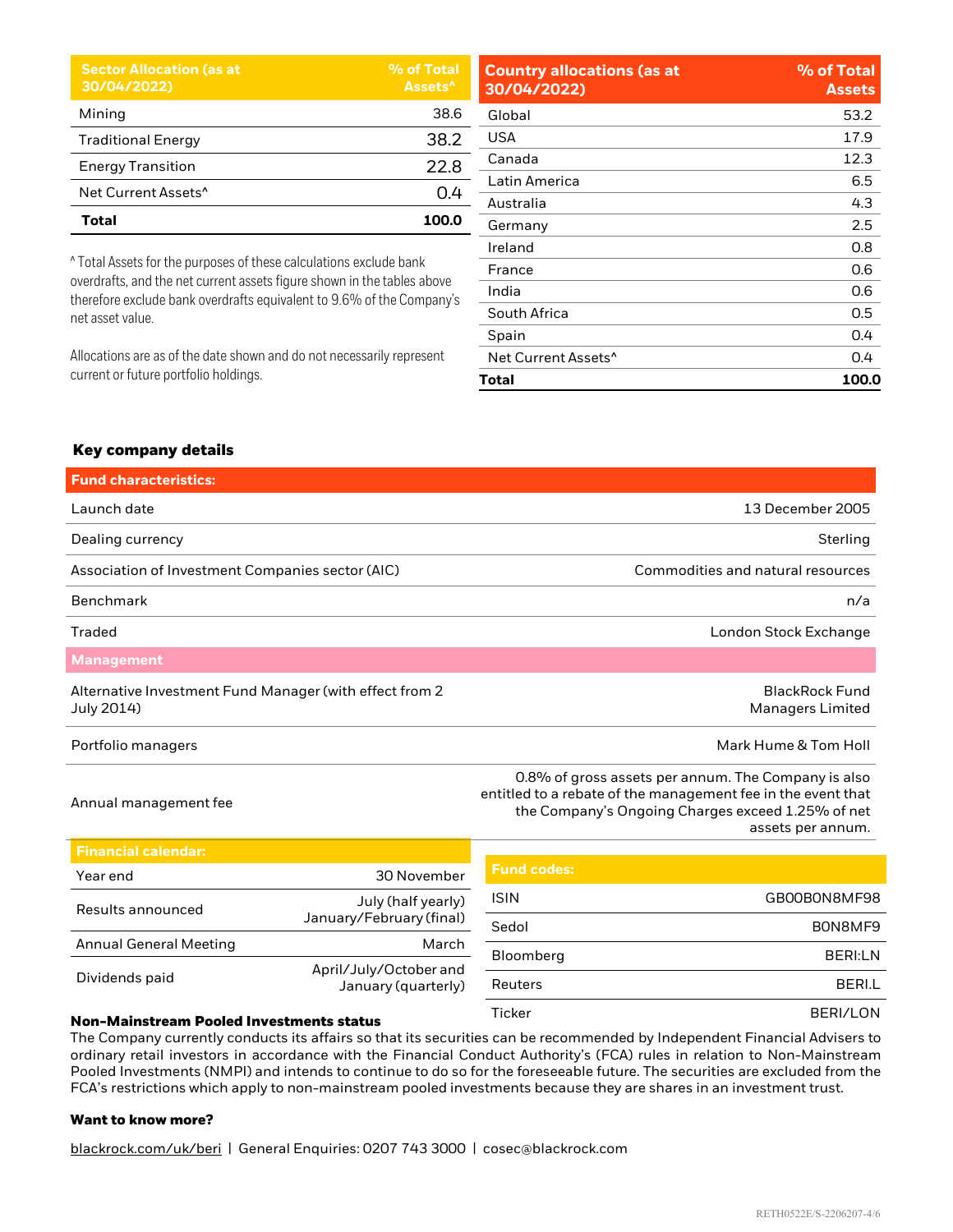| Sector Allocation (as at 30/04/2022) | % of Total Assets^ |
|---|---|
| Mining | 38.6 |
| Traditional Energy | 38.2 |
| Energy Transition | 22.8 |
| Net Current Assets^ | 0.4 |
| **Total** | **100.0** |

^ Total Assets for the purposes of these calculations exclude bank overdrafts, and the net current assets figure shown in the tables above therefore exclude bank overdrafts equivalent to 9.6% of the Company's net asset value.

Allocations are as of the date shown and do not necessarily represent current or future portfolio holdings.

| Country allocations (as at 30/04/2022) | % of Total Assets |
|---|---|
| Global | 53.2 |
| USA | 17.9 |
| Canada | 12.3 |
| Latin America | 6.5 |
| Australia | 4.3 |
| Germany | 2.5 |
| Ireland | 0.8 |
| France | 0.6 |
| India | 0.6 |
| South Africa | 0.5 |
| Spain | 0.4 |
| Net Current Assets^ | 0.4 |
| **Total** | **100.0** |

## Key company details

| Fund characteristics: | |
|---|---|
| Launch date | 13 December 2005 |
| Dealing currency | Sterling |
| Association of Investment Companies sector (AIC) | Commodities and natural resources |
| Benchmark | n/a |
| Traded | London Stock Exchange |

| Management | |
|---|---|
| Alternative Investment Fund Manager (with effect from 2 July 2014) | BlackRock Fund Managers Limited |
| Portfolio managers | Mark Hume & Tom Holl |
| Annual management fee | 0.8% of gross assets per annum. The Company is also entitled to a rebate of the management fee in the event that the Company's Ongoing Charges exceed 1.25% of net assets per annum. |

| Financial calendar: | |
|---|---|
| Year end | 30 November |
| Results announced | July (half yearly) January/February (final) |
| Annual General Meeting | March |
| Dividends paid | April/July/October and January (quarterly) |

| Fund codes: | |
|---|---|
| ISIN | GB00B0N8MF98 |
| Sedol | B0N8MF9 |
| Bloomberg | BERI:LN |
| Reuters | BERI.L |
| Ticker | BERI/LON |

**Non-Mainstream Pooled Investments status**

The Company currently conducts its affairs so that its securities can be recommended by Independent Financial Advisers to ordinary retail investors in accordance with the Financial Conduct Authority's (FCA) rules in relation to Non-Mainstream Pooled Investments (NMPI) and intends to continue to do so for the foreseeable future. The securities are excluded from the FCA's restrictions which apply to non-mainstream pooled investments because they are shares in an investment trust.

**Want to know more?**

blackrock.com/uk/beri | General Enquiries: 0207 743 3000 | cosec@blackrock.com

RETH0522E/S-2206207-4/6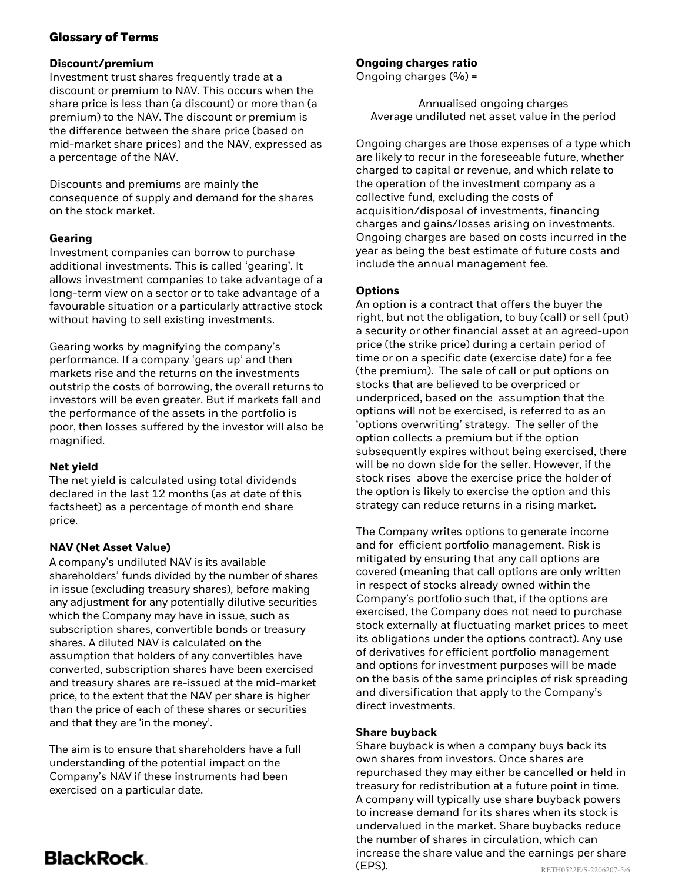## Glossary of Terms

### Discount/premium

Investment trust shares frequently trade at a discount or premium to NAV. This occurs when the share price is less than (a discount) or more than (a premium) to the NAV. The discount or premium is the difference between the share price (based on mid-market share prices) and the NAV, expressed as a percentage of the NAV.

Discounts and premiums are mainly the consequence of supply and demand for the shares on the stock market.

### Gearing

Investment companies can borrow to purchase additional investments. This is called 'gearing'. It allows investment companies to take advantage of a long-term view on a sector or to take advantage of a favourable situation or a particularly attractive stock without having to sell existing investments.

Gearing works by magnifying the company's performance. If a company 'gears up' and then markets rise and the returns on the investments outstrip the costs of borrowing, the overall returns to investors will be even greater. But if markets fall and the performance of the assets in the portfolio is poor, then losses suffered by the investor will also be magnified.

### Net yield

The net yield is calculated using total dividends declared in the last 12 months (as at date of this factsheet) as a percentage of month end share price.

### NAV (Net Asset Value)

A company's undiluted NAV is its available shareholders' funds divided by the number of shares in issue (excluding treasury shares), before making any adjustment for any potentially dilutive securities which the Company may have in issue, such as subscription shares, convertible bonds or treasury shares. A diluted NAV is calculated on the assumption that holders of any convertibles have converted, subscription shares have been exercised and treasury shares are re-issued at the mid-market price, to the extent that the NAV per share is higher than the price of each of these shares or securities and that they are 'in the money'.

The aim is to ensure that shareholders have a full understanding of the potential impact on the Company's NAV if these instruments had been exercised on a particular date.

### Ongoing charges ratio

Ongoing charges (%) =

$$\frac{\text{Annualised ongoing charges}}{\text{Average undiluted net asset value in the period}}$$

Ongoing charges are those expenses of a type which are likely to recur in the foreseeable future, whether charged to capital or revenue, and which relate to the operation of the investment company as a collective fund, excluding the costs of acquisition/disposal of investments, financing charges and gains/losses arising on investments. Ongoing charges are based on costs incurred in the year as being the best estimate of future costs and include the annual management fee.

### Options

An option is a contract that offers the buyer the right, but not the obligation, to buy (call) or sell (put) a security or other financial asset at an agreed-upon price (the strike price) during a certain period of time or on a specific date (exercise date) for a fee (the premium). The sale of call or put options on stocks that are believed to be overpriced or underpriced, based on the assumption that the options will not be exercised, is referred to as an 'options overwriting' strategy. The seller of the option collects a premium but if the option subsequently expires without being exercised, there will be no down side for the seller. However, if the stock rises above the exercise price the holder of the option is likely to exercise the option and this strategy can reduce returns in a rising market.

The Company writes options to generate income and for efficient portfolio management. Risk is mitigated by ensuring that any call options are covered (meaning that call options are only written in respect of stocks already owned within the Company's portfolio such that, if the options are exercised, the Company does not need to purchase stock externally at fluctuating market prices to meet its obligations under the options contract). Any use of derivatives for efficient portfolio management and options for investment purposes will be made on the basis of the same principles of risk spreading and diversification that apply to the Company's direct investments.

### Share buyback

Share buyback is when a company buys back its own shares from investors. Once shares are repurchased they may either be cancelled or held in treasury for redistribution at a future point in time. A company will typically use share buyback powers to increase demand for its shares when its stock is undervalued in the market. Share buybacks reduce the number of shares in circulation, which can increase the share value and the earnings per share (EPS).

BlackRock.

RETH0522E/S-2206207-5/6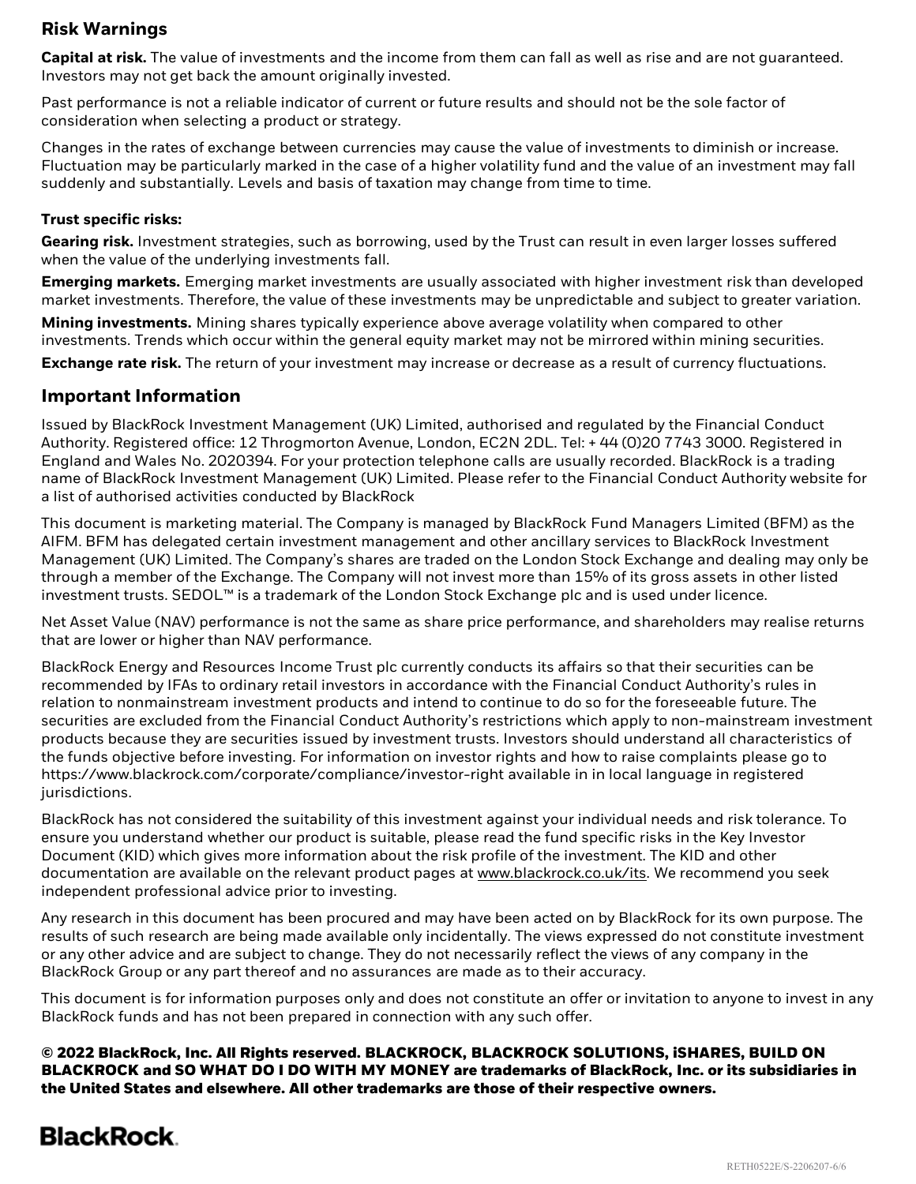## Risk Warnings

**Capital at risk.** The value of investments and the income from them can fall as well as rise and are not guaranteed. Investors may not get back the amount originally invested.

Past performance is not a reliable indicator of current or future results and should not be the sole factor of consideration when selecting a product or strategy.

Changes in the rates of exchange between currencies may cause the value of investments to diminish or increase. Fluctuation may be particularly marked in the case of a higher volatility fund and the value of an investment may fall suddenly and substantially. Levels and basis of taxation may change from time to time.

**Trust specific risks:**

**Gearing risk.** Investment strategies, such as borrowing, used by the Trust can result in even larger losses suffered when the value of the underlying investments fall.

**Emerging markets.** Emerging market investments are usually associated with higher investment risk than developed market investments. Therefore, the value of these investments may be unpredictable and subject to greater variation.

**Mining investments.** Mining shares typically experience above average volatility when compared to other investments. Trends which occur within the general equity market may not be mirrored within mining securities.

**Exchange rate risk.** The return of your investment may increase or decrease as a result of currency fluctuations.

## Important Information

Issued by BlackRock Investment Management (UK) Limited, authorised and regulated by the Financial Conduct Authority. Registered office: 12 Throgmorton Avenue, London, EC2N 2DL. Tel: + 44 (0)20 7743 3000. Registered in England and Wales No. 2020394. For your protection telephone calls are usually recorded. BlackRock is a trading name of BlackRock Investment Management (UK) Limited. Please refer to the Financial Conduct Authority website for a list of authorised activities conducted by BlackRock

This document is marketing material. The Company is managed by BlackRock Fund Managers Limited (BFM) as the AIFM. BFM has delegated certain investment management and other ancillary services to BlackRock Investment Management (UK) Limited. The Company's shares are traded on the London Stock Exchange and dealing may only be through a member of the Exchange. The Company will not invest more than 15% of its gross assets in other listed investment trusts. SEDOL™ is a trademark of the London Stock Exchange plc and is used under licence.

Net Asset Value (NAV) performance is not the same as share price performance, and shareholders may realise returns that are lower or higher than NAV performance.

BlackRock Energy and Resources Income Trust plc currently conducts its affairs so that their securities can be recommended by IFAs to ordinary retail investors in accordance with the Financial Conduct Authority's rules in relation to nonmainstream investment products and intend to continue to do so for the foreseeable future. The securities are excluded from the Financial Conduct Authority's restrictions which apply to non-mainstream investment products because they are securities issued by investment trusts. Investors should understand all characteristics of the funds objective before investing. For information on investor rights and how to raise complaints please go to https://www.blackrock.com/corporate/compliance/investor-right available in in local language in registered jurisdictions.

BlackRock has not considered the suitability of this investment against your individual needs and risk tolerance. To ensure you understand whether our product is suitable, please read the fund specific risks in the Key Investor Document (KID) which gives more information about the risk profile of the investment. The KID and other documentation are available on the relevant product pages at www.blackrock.co.uk/its. We recommend you seek independent professional advice prior to investing.

Any research in this document has been procured and may have been acted on by BlackRock for its own purpose. The results of such research are being made available only incidentally. The views expressed do not constitute investment or any other advice and are subject to change. They do not necessarily reflect the views of any company in the BlackRock Group or any part thereof and no assurances are made as to their accuracy.

This document is for information purposes only and does not constitute an offer or invitation to anyone to invest in any BlackRock funds and has not been prepared in connection with any such offer.

**© 2022 BlackRock, Inc. All Rights reserved. BLACKROCK, BLACKROCK SOLUTIONS, iSHARES, BUILD ON BLACKROCK and SO WHAT DO I DO WITH MY MONEY are trademarks of BlackRock, Inc. or its subsidiaries in the United States and elsewhere. All other trademarks are those of their respective owners.**

BlackRock.

RETH0522E/S-2206207-6/6